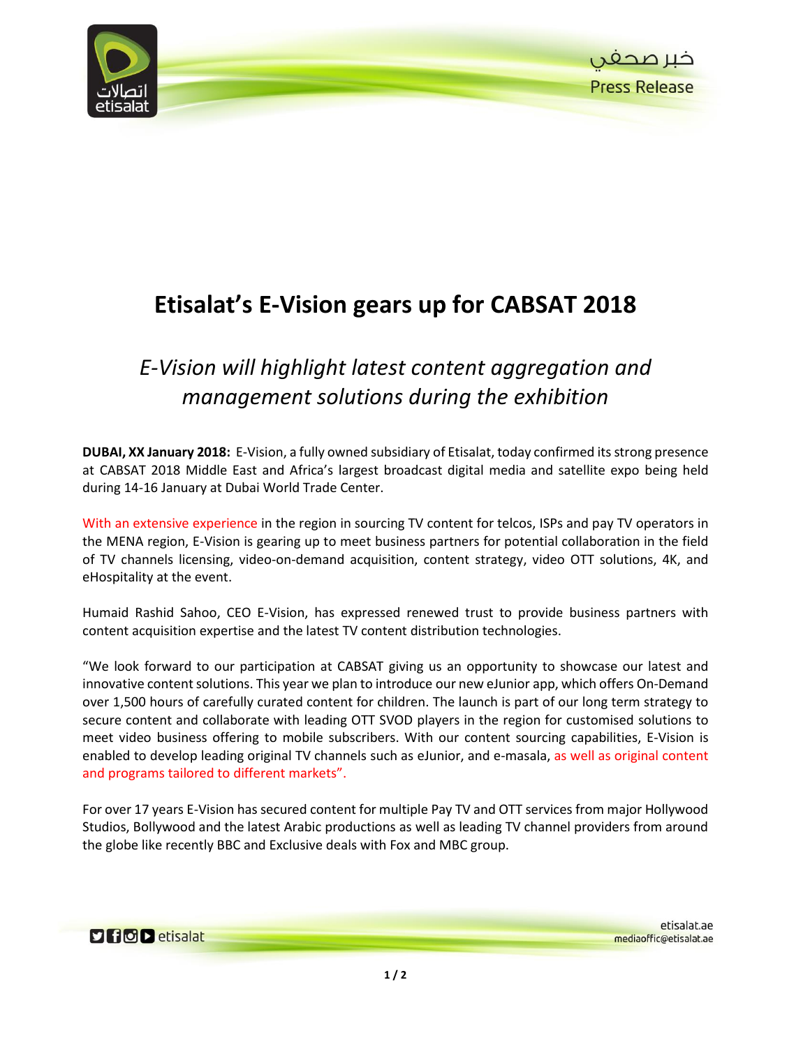# Etisalat's E-Vision gears up for CABSAT 2018

## *E-Vision will highlight latest content aggregation and management solutions during the exhibition*

**DUBAI, XX January 2018:** E-Vision, a fully owned subsidiary of Etisalat, today confirmed its strong presence at CABSAT 2018 Middle East and Africa's largest broadcast digital media and satellite expo being held during 14-16 January at Dubai World Trade Center.

With an extensive experience in the region in sourcing TV content for telcos, ISPs and pay TV operators in the MENA region, E-Vision is gearing up to meet business partners for potential collaboration in the field of TV channels licensing, video-on-demand acquisition, content strategy, video OTT solutions, 4K, and eHospitality at the event.

Humaid Rashid Sahoo, CEO E-Vision, has expressed renewed trust to provide business partners with content acquisition expertise and the latest TV content distribution technologies.

"We look forward to our participation at CABSAT giving us an opportunity to showcase our latest and innovative content solutions. This year we plan to introduce our new eJunior app, which offers On-Demand over 1,500 hours of carefully curated content for children. The launch is part of our long term strategy to secure content and collaborate with leading OTT SVOD players in the region for customised solutions to meet video business offering to mobile subscribers. With our content sourcing capabilities, E-Vision is enabled to develop leading original TV channels such as eJunior, and e-masala, as well as original content and programs tailored to different markets".

For over 17 years E-Vision has secured content for multiple Pay TV and OTT services from major Hollywood Studios, Bollywood and the latest Arabic productions as well as leading TV channel providers from around the globe like recently BBC and Exclusive deals with Fox and MBC group.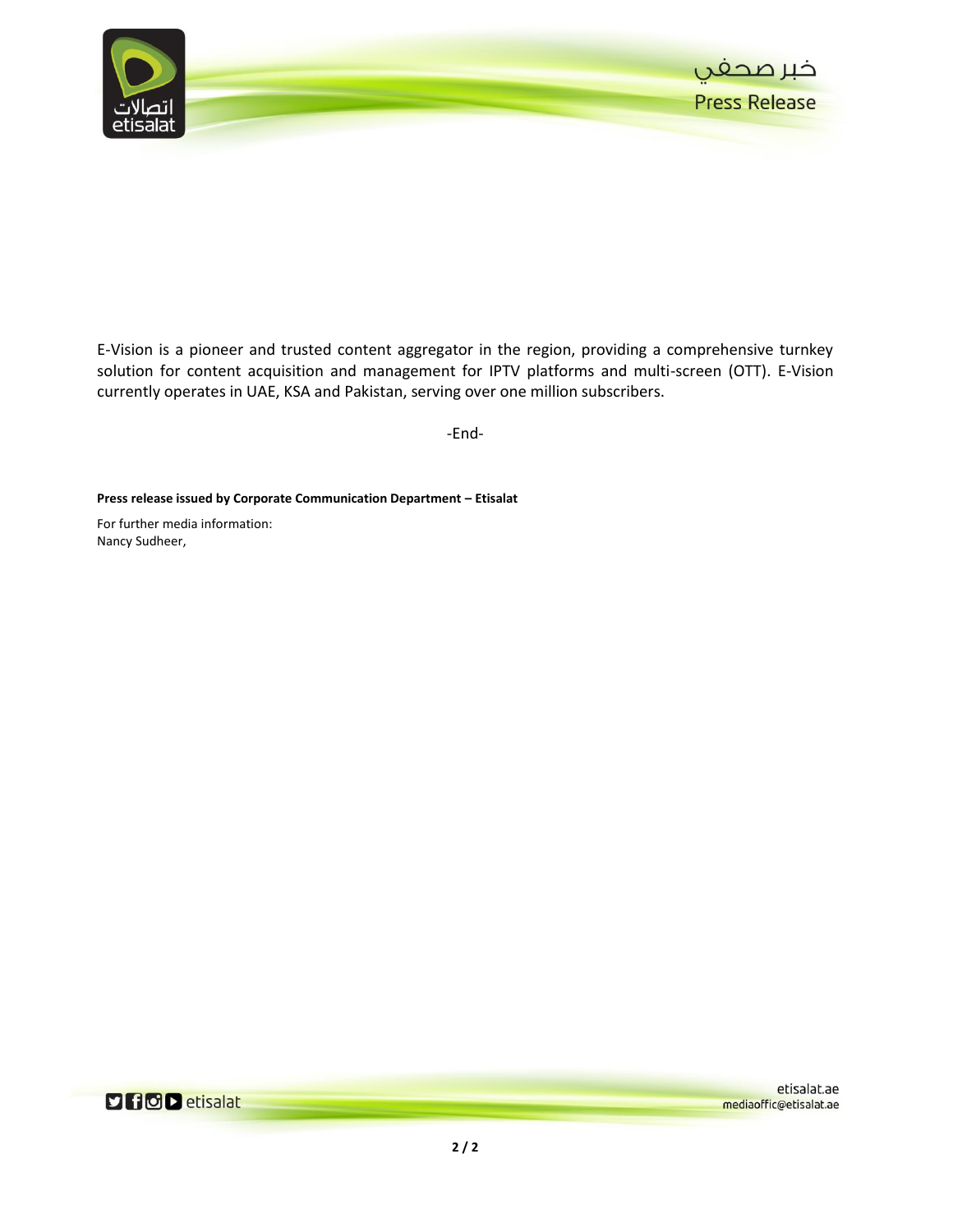E-Vision is a pioneer and trusted content aggregator in the region, providing a comprehensive turnkey solution for content acquisition and management for IPTV platforms and multi-screen (OTT). E-Vision currently operates in UAE, KSA and Pakistan, serving over one million subscribers.

-End-

**Press release issued by Corporate Communication Department – Etisalat**

For further media information:
Nancy Sudheer,